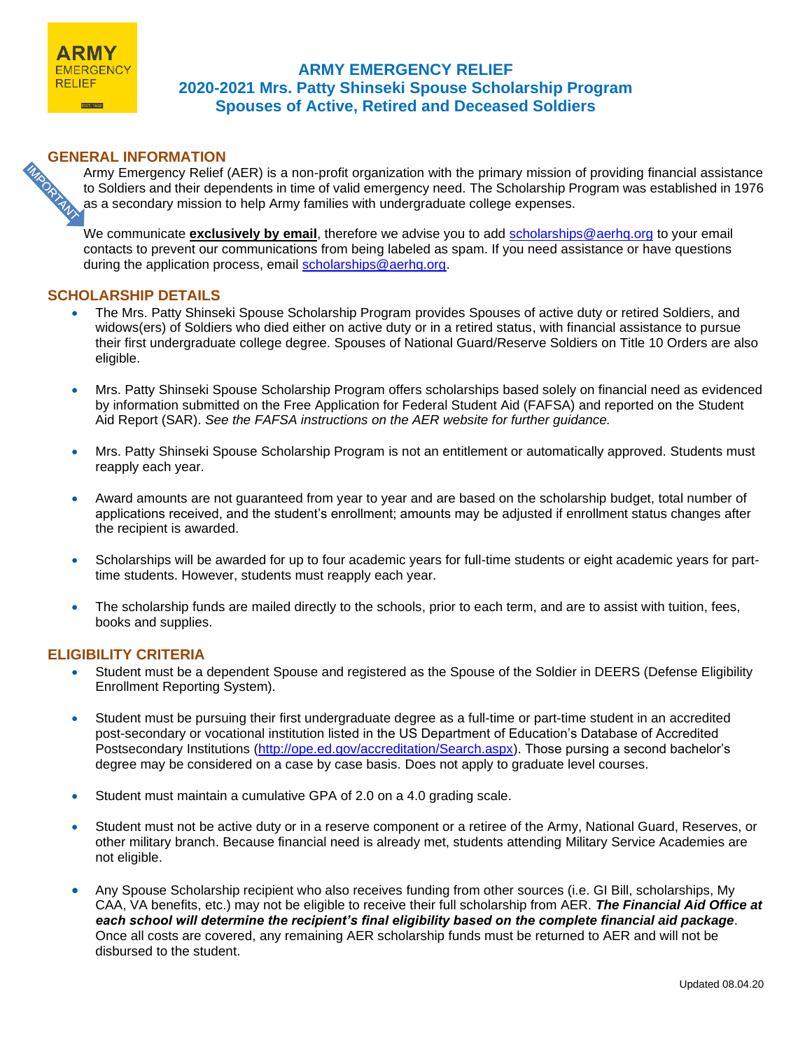# ARMY EMERGENCY RELIEF
## 2020-2021 Mrs. Patty Shinseki Spouse Scholarship Program
## Spouses of Active, Retired and Deceased Soldiers

### GENERAL INFORMATION

Army Emergency Relief (AER) is a non-profit organization with the primary mission of providing financial assistance to Soldiers and their dependents in time of valid emergency need. The Scholarship Program was established in 1976 as a secondary mission to help Army families with undergraduate college expenses.

We communicate **exclusively by email**, therefore we advise you to add scholarships@aerhq.org to your email contacts to prevent our communications from being labeled as spam. If you need assistance or have questions during the application process, email scholarships@aerhq.org.

### SCHOLARSHIP DETAILS

- The Mrs. Patty Shinseki Spouse Scholarship Program provides Spouses of active duty or retired Soldiers, and widows(ers) of Soldiers who died either on active duty or in a retired status, with financial assistance to pursue their first undergraduate college degree. Spouses of National Guard/Reserve Soldiers on Title 10 Orders are also eligible.
- Mrs. Patty Shinseki Spouse Scholarship Program offers scholarships based solely on financial need as evidenced by information submitted on the Free Application for Federal Student Aid (FAFSA) and reported on the Student Aid Report (SAR). *See the FAFSA instructions on the AER website for further guidance.*
- Mrs. Patty Shinseki Spouse Scholarship Program is not an entitlement or automatically approved. Students must reapply each year.
- Award amounts are not guaranteed from year to year and are based on the scholarship budget, total number of applications received, and the student's enrollment; amounts may be adjusted if enrollment status changes after the recipient is awarded.
- Scholarships will be awarded for up to four academic years for full-time students or eight academic years for part-time students. However, students must reapply each year.
- The scholarship funds are mailed directly to the schools, prior to each term, and are to assist with tuition, fees, books and supplies.

### ELIGIBILITY CRITERIA

- Student must be a dependent Spouse and registered as the Spouse of the Soldier in DEERS (Defense Eligibility Enrollment Reporting System).
- Student must be pursuing their first undergraduate degree as a full-time or part-time student in an accredited post-secondary or vocational institution listed in the US Department of Education's Database of Accredited Postsecondary Institutions (http://ope.ed.gov/accreditation/Search.aspx). Those pursing a second bachelor's degree may be considered on a case by case basis. Does not apply to graduate level courses.
- Student must maintain a cumulative GPA of 2.0 on a 4.0 grading scale.
- Student must not be active duty or in a reserve component or a retiree of the Army, National Guard, Reserves, or other military branch. Because financial need is already met, students attending Military Service Academies are not eligible.
- Any Spouse Scholarship recipient who also receives funding from other sources (i.e. GI Bill, scholarships, My CAA, VA benefits, etc.) may not be eligible to receive their full scholarship from AER. ***The Financial Aid Office at each school will determine the recipient's final eligibility based on the complete financial aid package***. Once all costs are covered, any remaining AER scholarship funds must be returned to AER and will not be disbursed to the student.

Updated 08.04.20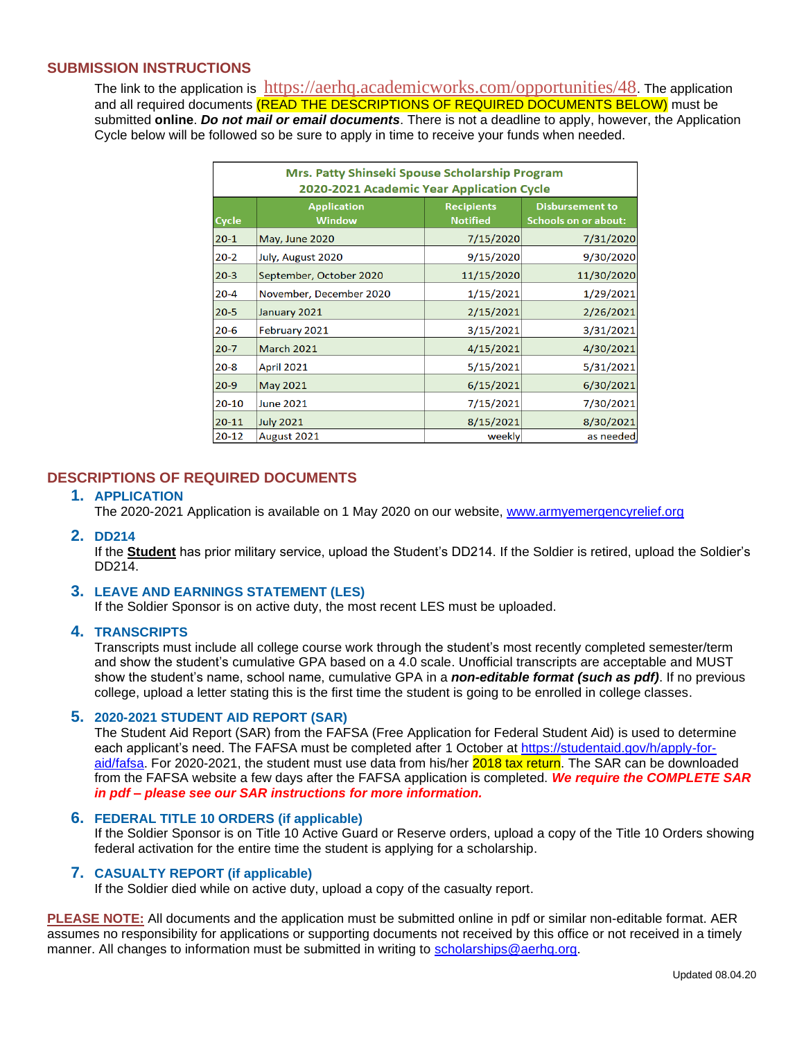## SUBMISSION INSTRUCTIONS

The link to the application is https://aerhq.academicworks.com/opportunities/48. The application and all required documents (READ THE DESCRIPTIONS OF REQUIRED DOCUMENTS BELOW) must be submitted **online**. ***Do not mail or email documents***. There is not a deadline to apply, however, the Application Cycle below will be followed so be sure to apply in time to receive your funds when needed.

| Mrs. Patty Shinseki Spouse Scholarship Program 2020-2021 Academic Year Application Cycle | | | |
|---|---|---|---|
| Cycle | Application Window | Recipients Notified | Disbursement to Schools on or about: |
| 20-1 | May, June 2020 | 7/15/2020 | 7/31/2020 |
| 20-2 | July, August 2020 | 9/15/2020 | 9/30/2020 |
| 20-3 | September, October 2020 | 11/15/2020 | 11/30/2020 |
| 20-4 | November, December 2020 | 1/15/2021 | 1/29/2021 |
| 20-5 | January 2021 | 2/15/2021 | 2/26/2021 |
| 20-6 | February 2021 | 3/15/2021 | 3/31/2021 |
| 20-7 | March 2021 | 4/15/2021 | 4/30/2021 |
| 20-8 | April 2021 | 5/15/2021 | 5/31/2021 |
| 20-9 | May 2021 | 6/15/2021 | 6/30/2021 |
| 20-10 | June 2021 | 7/15/2021 | 7/30/2021 |
| 20-11 | July 2021 | 8/15/2021 | 8/30/2021 |
| 20-12 | August 2021 | weekly | as needed |

## DESCRIPTIONS OF REQUIRED DOCUMENTS

1. **APPLICATION**
   The 2020-2021 Application is available on 1 May 2020 on our website, www.armyemergencyrelief.org

2. **DD214**
   If the **Student** has prior military service, upload the Student's DD214. If the Soldier is retired, upload the Soldier's DD214.

3. **LEAVE AND EARNINGS STATEMENT (LES)**
   If the Soldier Sponsor is on active duty, the most recent LES must be uploaded.

4. **TRANSCRIPTS**
   Transcripts must include all college course work through the student's most recently completed semester/term and show the student's cumulative GPA based on a 4.0 scale. Unofficial transcripts are acceptable and MUST show the student's name, school name, cumulative GPA in a ***non-editable format (such as pdf)***. If no previous college, upload a letter stating this is the first time the student is going to be enrolled in college classes.

5. **2020-2021 STUDENT AID REPORT (SAR)**
   The Student Aid Report (SAR) from the FAFSA (Free Application for Federal Student Aid) is used to determine each applicant's need. The FAFSA must be completed after 1 October at https://studentaid.gov/h/apply-for-aid/fafsa. For 2020-2021, the student must use data from his/her 2018 tax return. The SAR can be downloaded from the FAFSA website a few days after the FAFSA application is completed. ***We require the COMPLETE SAR in pdf – please see our SAR instructions for more information.***

6. **FEDERAL TITLE 10 ORDERS (if applicable)**
   If the Soldier Sponsor is on Title 10 Active Guard or Reserve orders, upload a copy of the Title 10 Orders showing federal activation for the entire time the student is applying for a scholarship.

7. **CASUALTY REPORT (if applicable)**
   If the Soldier died while on active duty, upload a copy of the casualty report.

**PLEASE NOTE:** All documents and the application must be submitted online in pdf or similar non-editable format. AER assumes no responsibility for applications or supporting documents not received by this office or not received in a timely manner. All changes to information must be submitted in writing to scholarships@aerhq.org.

Updated 08.04.20